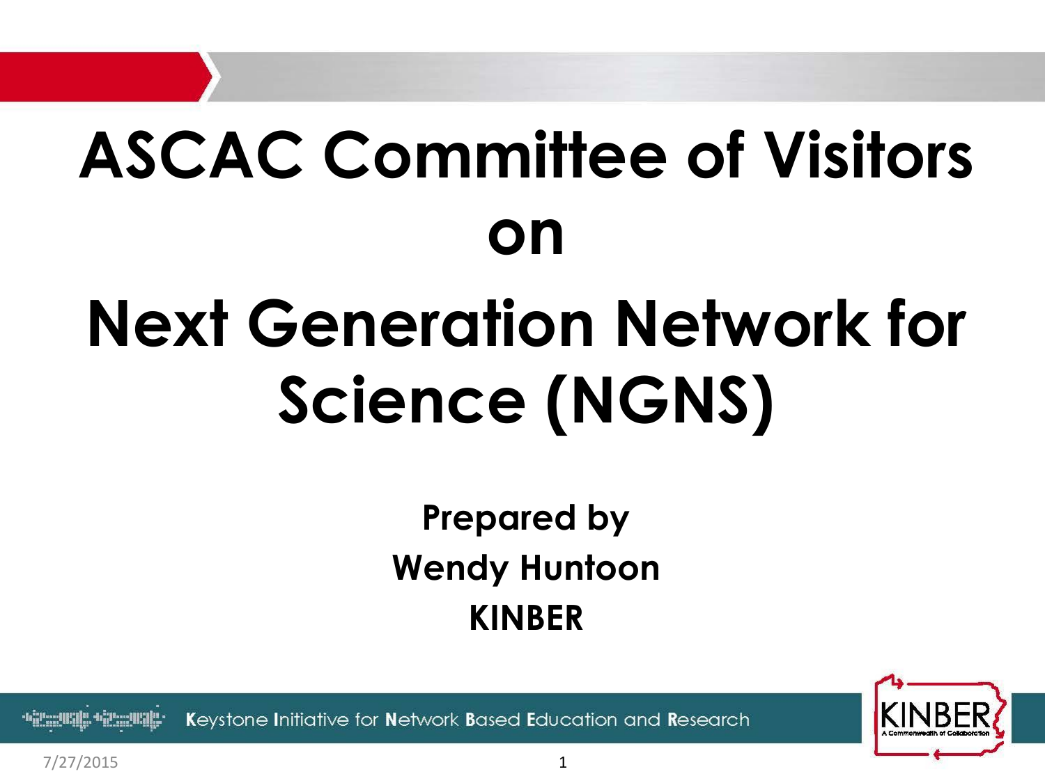# ASCAC Committee of Visitors on Next Generation Network for Science (NGNS)

**Prepared by**

**Wendy Huntoon**

**KINBER**

**K**eystone **I**nitiative for **N**etwork **B**ased **E**ducation and **R**esearch

7/27/2015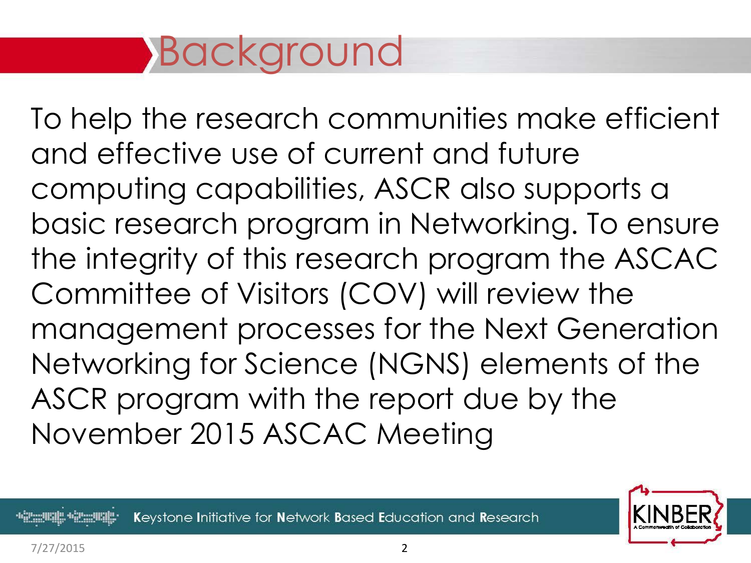# Background

To help the research communities make efficient and effective use of current and future computing capabilities, ASCR also supports a basic research program in Networking. To ensure the integrity of this research program the ASCAC Committee of Visitors (COV) will review the management processes for the Next Generation Networking for Science (NGNS) elements of the ASCR program with the report due by the November 2015 ASCAC Meeting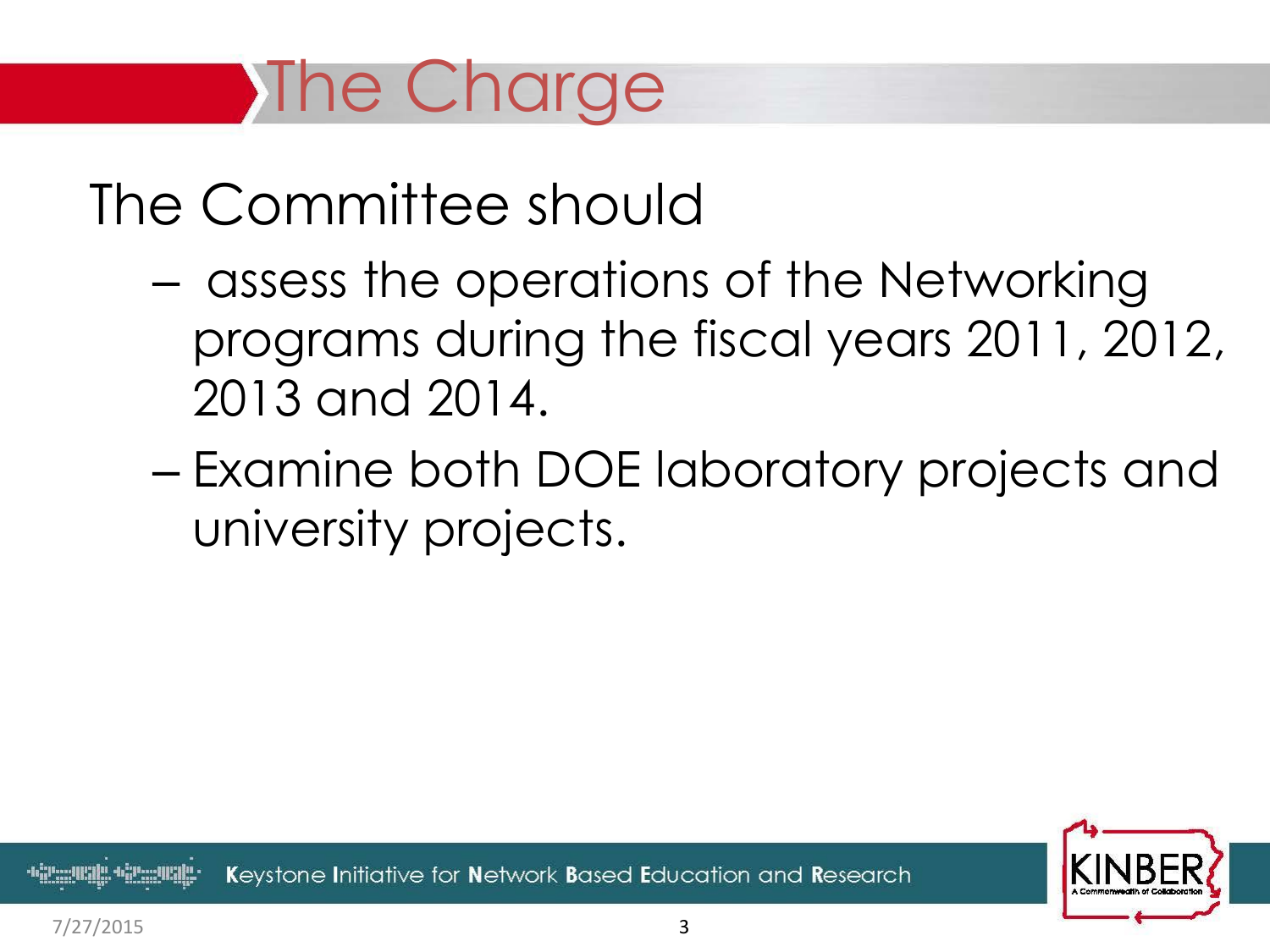# The Charge

The Committee should

- assess the operations of the Networking programs during the fiscal years 2011, 2012, 2013 and 2014.
- Examine both DOE laboratory projects and university projects.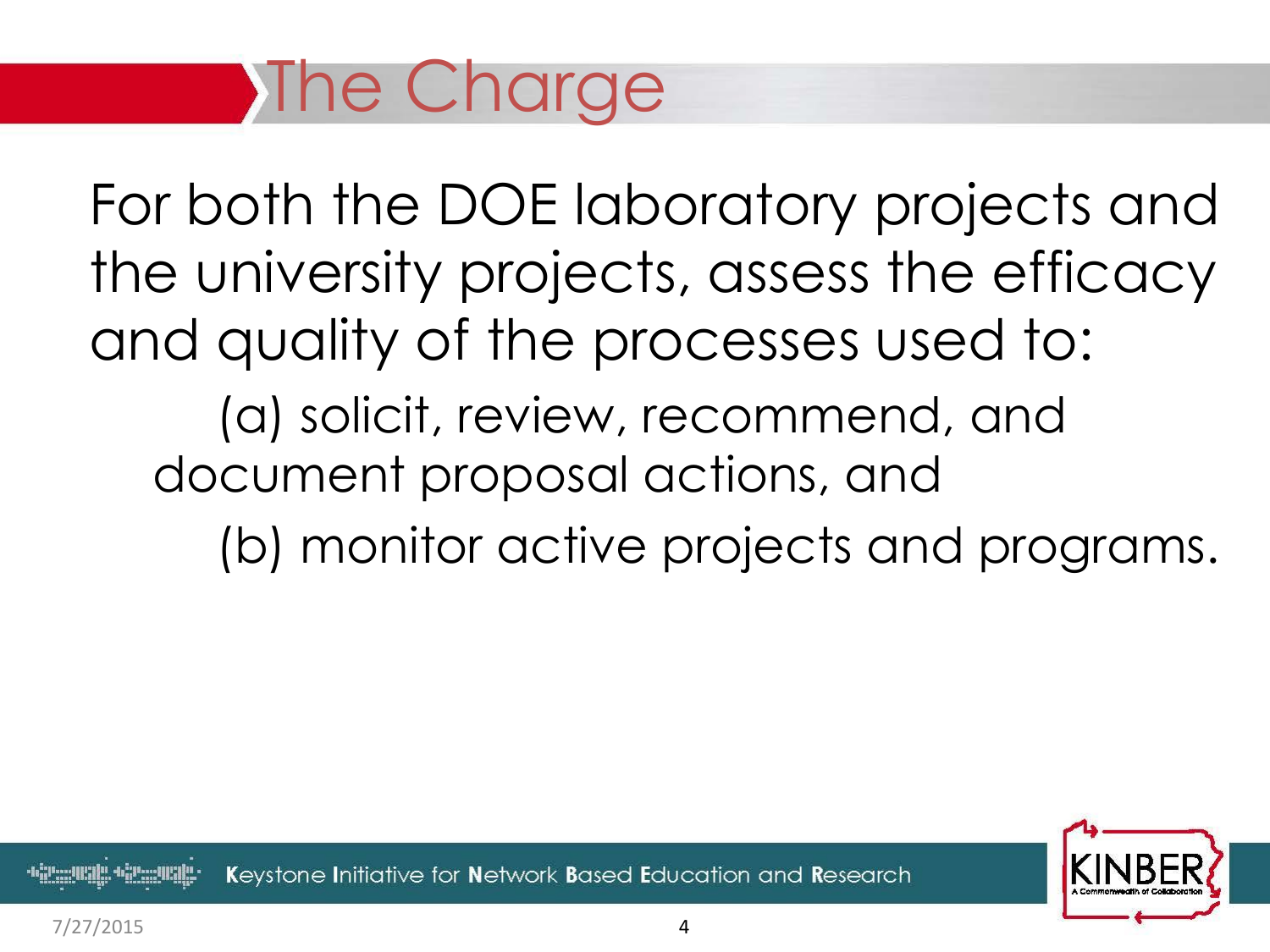# The Charge

For both the DOE laboratory projects and the university projects, assess the efficacy and quality of the processes used to:

(a) solicit, review, recommend, and document proposal actions, and

(b) monitor active projects and programs.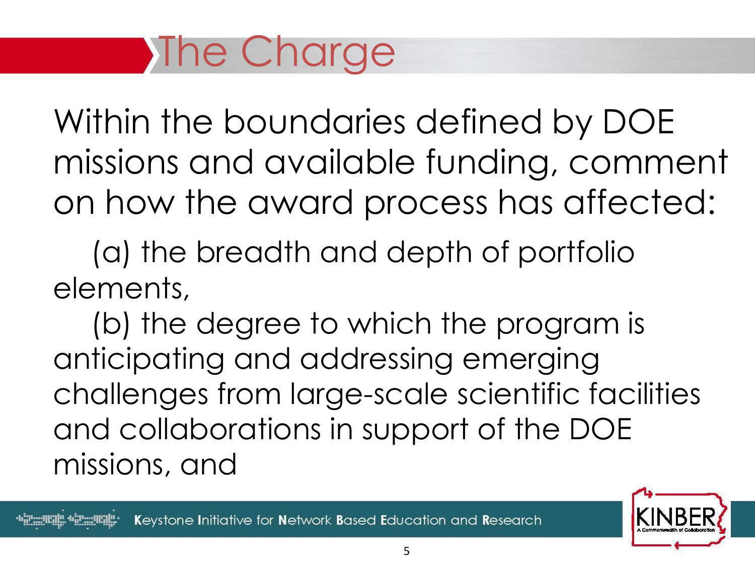# The Charge

Within the boundaries defined by DOE missions and available funding, comment on how the award process has affected:

(a) the breadth and depth of portfolio elements,

(b) the degree to which the program is anticipating and addressing emerging challenges from large-scale scientific facilities and collaborations in support of the DOE missions, and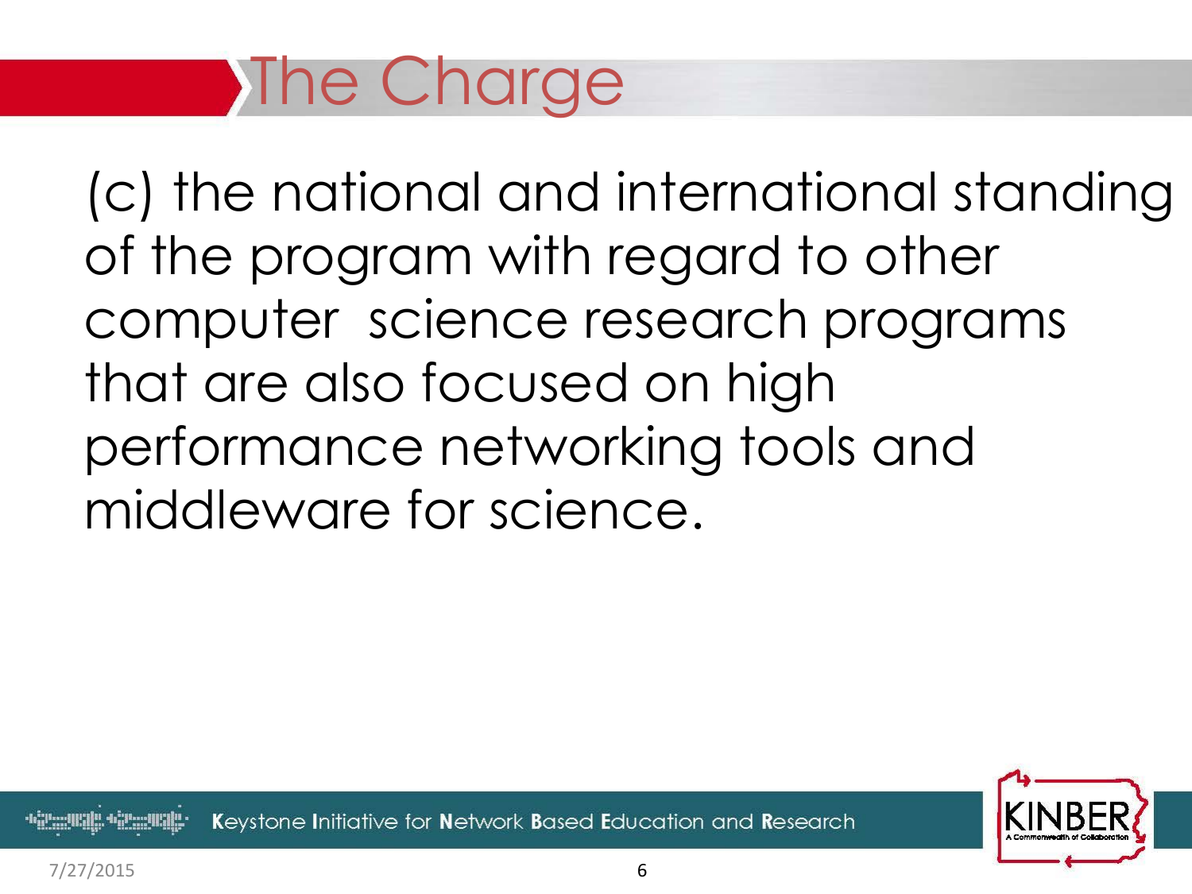# The Charge

(c) the national and international standing of the program with regard to other computer science research programs that are also focused on high performance networking tools and middleware for science.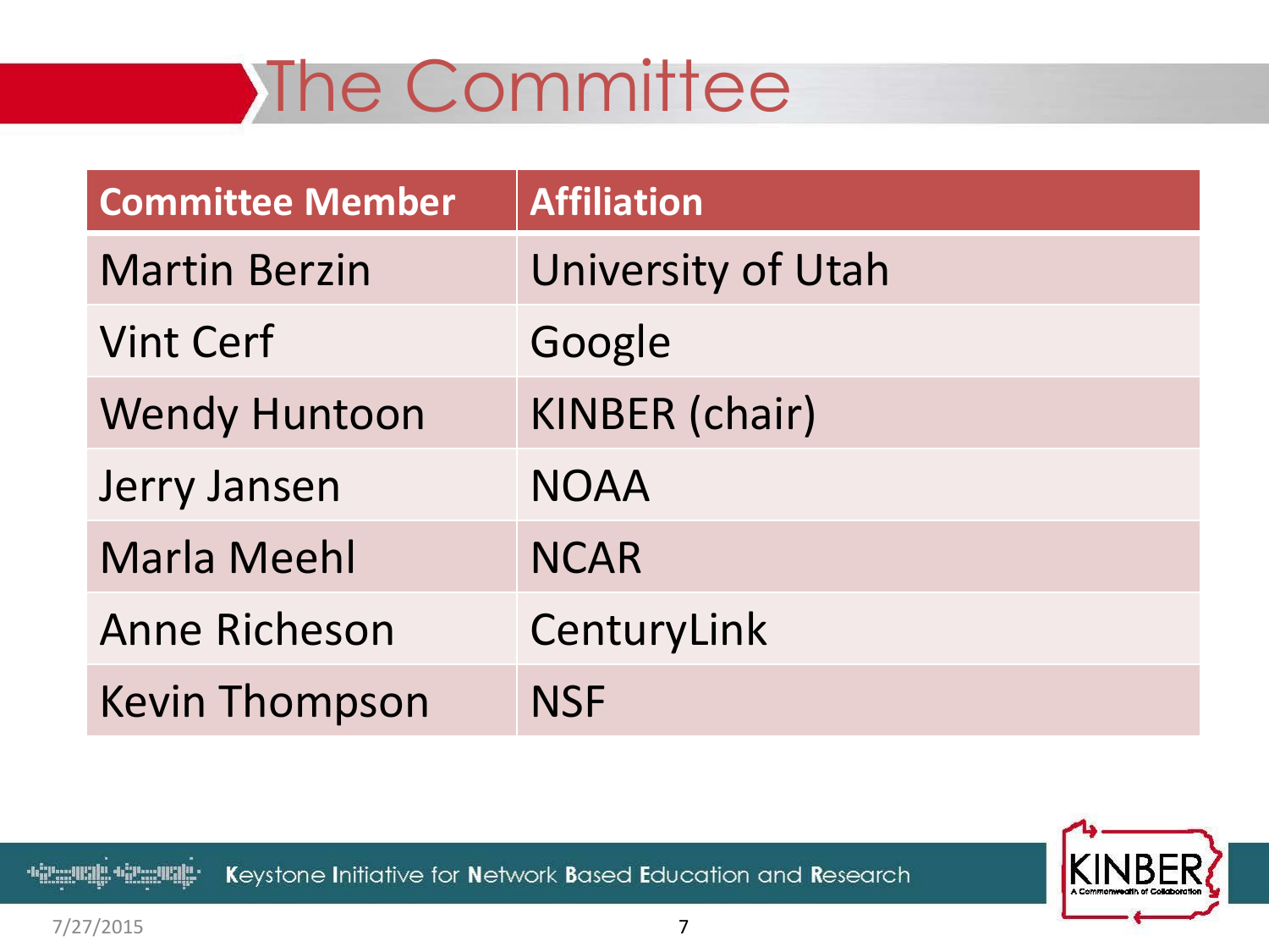# The Committee

| Committee Member | Affiliation |
| --- | --- |
| Martin Berzin | University of Utah |
| Vint Cerf | Google |
| Wendy Huntoon | KINBER (chair) |
| Jerry Jansen | NOAA |
| Marla Meehl | NCAR |
| Anne Richeson | CenturyLink |
| Kevin Thompson | NSF |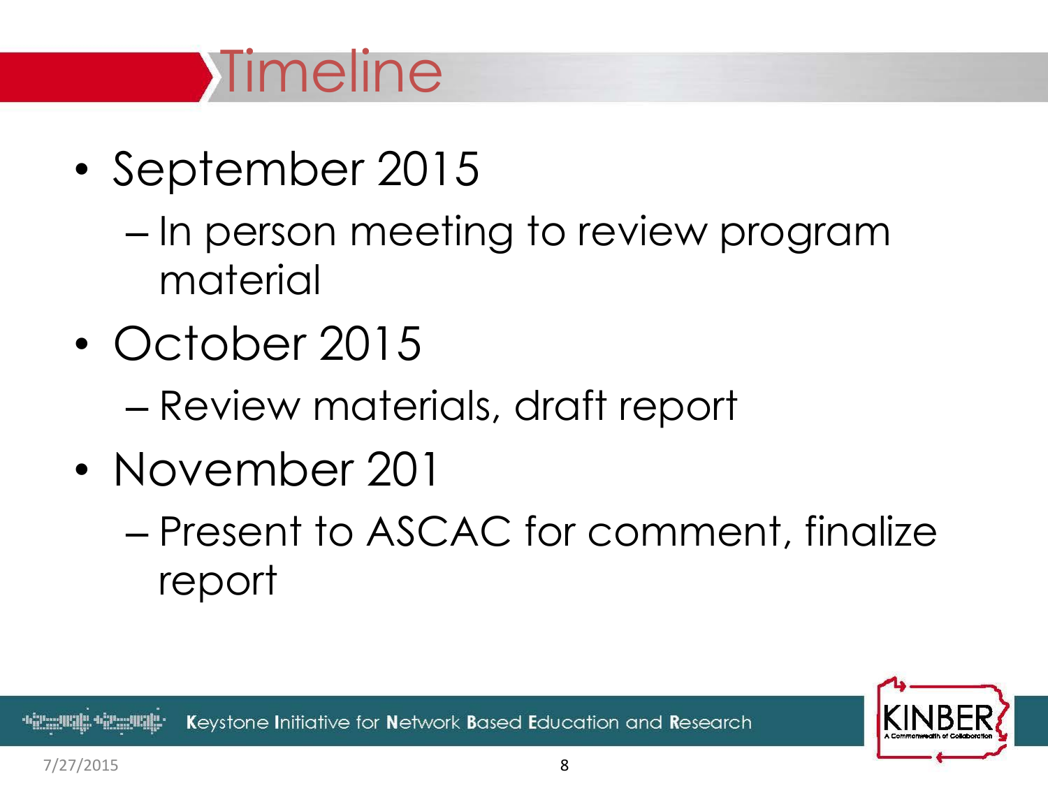# Timeline

- September 2015
  - In person meeting to review program material
- October 2015
  - Review materials, draft report
- November 201
  - Present to ASCAC for comment, finalize report

Keystone Initiative for Network Based Education and Research

KINBER A Commonwealth of Collaboration

7/27/2015